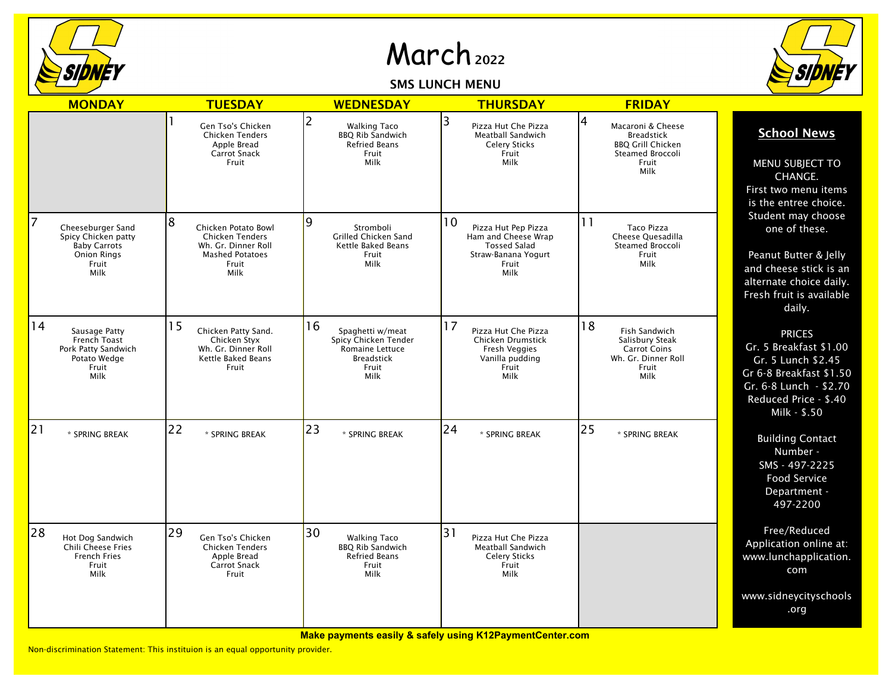# March 2022

## SMS LUNCH MENU

| MONDAY | TUESDAY | WEDNESDAY | THURSDAY | FRIDAY |
|---|---|---|---|---|
| | 1<br>Gen Tso's Chicken<br>Chicken Tenders<br>Apple Bread<br>Carrot Snack<br>Fruit | 2<br>Walking Taco<br>BBQ Rib Sandwich<br>Refried Beans<br>Fruit<br>Milk | 3<br>Pizza Hut Che Pizza<br>Meatball Sandwich<br>Celery Sticks<br>Fruit<br>Milk | 4<br>Macaroni & Cheese<br>Breadstick<br>BBQ Grill Chicken<br>Steamed Broccoli<br>Fruit<br>Milk |
| 7<br>Cheeseburger Sand<br>Spicy Chicken patty<br>Baby Carrots<br>Onion Rings<br>Fruit<br>Milk | 8<br>Chicken Potato Bowl<br>Chicken Tenders<br>Wh. Gr. Dinner Roll<br>Mashed Potatoes<br>Fruit<br>Milk | 9<br>Stromboli<br>Grilled Chicken Sand<br>Kettle Baked Beans<br>Fruit<br>Milk | 10<br>Pizza Hut Pep Pizza<br>Ham and Cheese Wrap<br>Tossed Salad<br>Straw-Banana Yogurt<br>Fruit<br>Milk | 11<br>Taco Pizza<br>Cheese Quesadilla<br>Steamed Broccoli<br>Fruit<br>Milk |
| 14<br>Sausage Patty<br>French Toast<br>Pork Patty Sandwich<br>Potato Wedge<br>Fruit<br>Milk | 15<br>Chicken Patty Sand.<br>Chicken Styx<br>Wh. Gr. Dinner Roll<br>Kettle Baked Beans<br>Fruit | 16<br>Spaghetti w/meat<br>Spicy Chicken Tender<br>Romaine Lettuce<br>Breadstick<br>Fruit<br>Milk | 17<br>Pizza Hut Che Pizza<br>Chicken Drumstick<br>Fresh Veggies<br>Vanilla pudding<br>Fruit<br>Milk | 18<br>Fish Sandwich<br>Salisbury Steak<br>Carrot Coins<br>Wh. Gr. Dinner Roll<br>Fruit<br>Milk |
| 21<br>* SPRING BREAK | 22<br>* SPRING BREAK | 23<br>* SPRING BREAK | 24<br>* SPRING BREAK | 25<br>* SPRING BREAK |
| 28<br>Hot Dog Sandwich<br>Chili Cheese Fries<br>French Fries<br>Fruit<br>Milk | 29<br>Gen Tso's Chicken<br>Chicken Tenders<br>Apple Bread<br>Carrot Snack<br>Fruit | 30<br>Walking Taco<br>BBQ Rib Sandwich<br>Refried Beans<br>Fruit<br>Milk | 31<br>Pizza Hut Che Pizza<br>Meatball Sandwich<br>Celery Sticks<br>Fruit<br>Milk | |

### School News

MENU SUBJECT TO CHANGE.
First two menu items is the entree choice. Student may choose one of these.

Peanut Butter & Jelly and cheese stick is an alternate choice daily. Fresh fruit is available daily.

PRICES
Gr. 5 Breakfast $1.00
Gr. 5 Lunch $2.45
Gr 6-8 Breakfast $1.50
Gr. 6-8 Lunch - $2.70
Reduced Price - $.40
Milk - $.50

Building Contact Number -
SMS - 497-2225
Food Service Department - 497-2200

Free/Reduced Application online at: www.lunchapplication.com

www.sidneycityschools.org

**Make payments easily & safely using K12PaymentCenter.com**

Non-discrimination Statement: This instituion is an equal opportunity provider.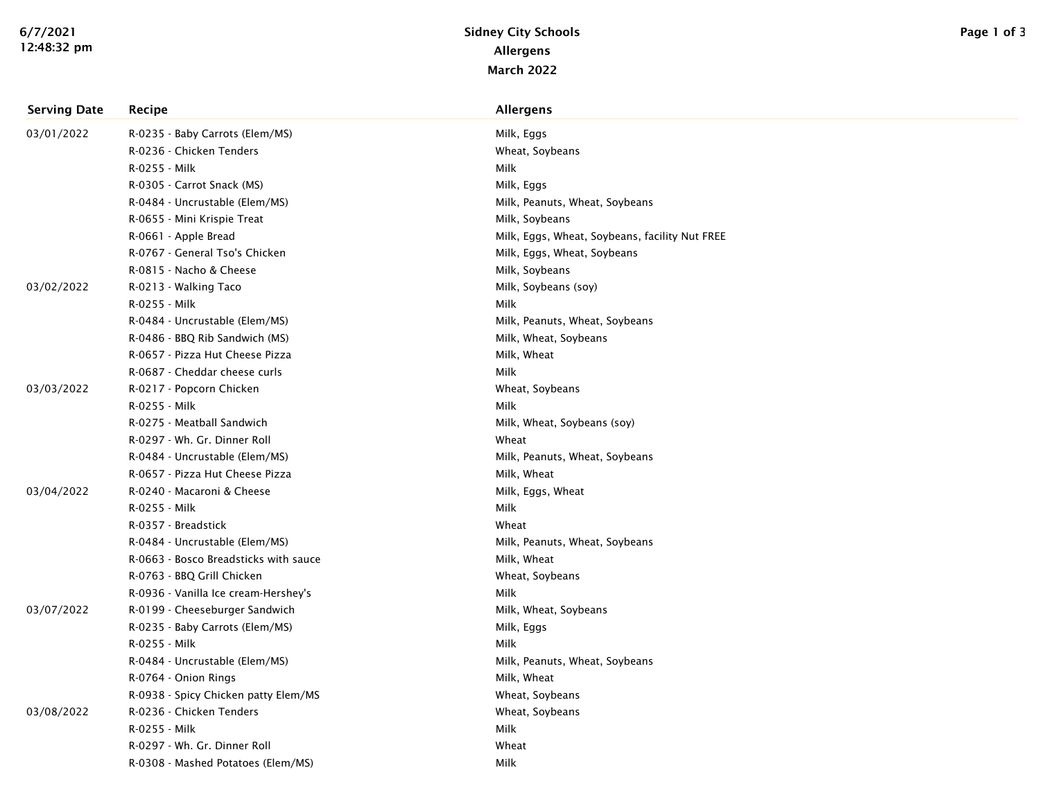# Sidney City Schools

## Allergens

### March 2022

| Serving Date | Recipe | Allergens |
|---|---|---|
| 03/01/2022 | R-0235 - Baby Carrots (Elem/MS) | Milk, Eggs |
| | R-0236 - Chicken Tenders | Wheat, Soybeans |
| | R-0255 - Milk | Milk |
| | R-0305 - Carrot Snack (MS) | Milk, Eggs |
| | R-0484 - Uncrustable (Elem/MS) | Milk, Peanuts, Wheat, Soybeans |
| | R-0655 - Mini Krispie Treat | Milk, Soybeans |
| | R-0661 - Apple Bread | Milk, Eggs, Wheat, Soybeans, facility Nut FREE |
| | R-0767 - General Tso's Chicken | Milk, Eggs, Wheat, Soybeans |
| | R-0815 - Nacho & Cheese | Milk, Soybeans |
| 03/02/2022 | R-0213 - Walking Taco | Milk, Soybeans (soy) |
| | R-0255 - Milk | Milk |
| | R-0484 - Uncrustable (Elem/MS) | Milk, Peanuts, Wheat, Soybeans |
| | R-0486 - BBQ Rib Sandwich (MS) | Milk, Wheat, Soybeans |
| | R-0657 - Pizza Hut Cheese Pizza | Milk, Wheat |
| | R-0687 - Cheddar cheese curls | Milk |
| 03/03/2022 | R-0217 - Popcorn Chicken | Wheat, Soybeans |
| | R-0255 - Milk | Milk |
| | R-0275 - Meatball Sandwich | Milk, Wheat, Soybeans (soy) |
| | R-0297 - Wh. Gr. Dinner Roll | Wheat |
| | R-0484 - Uncrustable (Elem/MS) | Milk, Peanuts, Wheat, Soybeans |
| | R-0657 - Pizza Hut Cheese Pizza | Milk, Wheat |
| 03/04/2022 | R-0240 - Macaroni & Cheese | Milk, Eggs, Wheat |
| | R-0255 - Milk | Milk |
| | R-0357 - Breadstick | Wheat |
| | R-0484 - Uncrustable (Elem/MS) | Milk, Peanuts, Wheat, Soybeans |
| | R-0663 - Bosco Breadsticks with sauce | Milk, Wheat |
| | R-0763 - BBQ Grill Chicken | Wheat, Soybeans |
| | R-0936 - Vanilla Ice cream-Hershey's | Milk |
| 03/07/2022 | R-0199 - Cheeseburger Sandwich | Milk, Wheat, Soybeans |
| | R-0235 - Baby Carrots (Elem/MS) | Milk, Eggs |
| | R-0255 - Milk | Milk |
| | R-0484 - Uncrustable (Elem/MS) | Milk, Peanuts, Wheat, Soybeans |
| | R-0764 - Onion Rings | Milk, Wheat |
| | R-0938 - Spicy Chicken patty Elem/MS | Wheat, Soybeans |
| 03/08/2022 | R-0236 - Chicken Tenders | Wheat, Soybeans |
| | R-0255 - Milk | Milk |
| | R-0297 - Wh. Gr. Dinner Roll | Wheat |
| | R-0308 - Mashed Potatoes (Elem/MS) | Milk |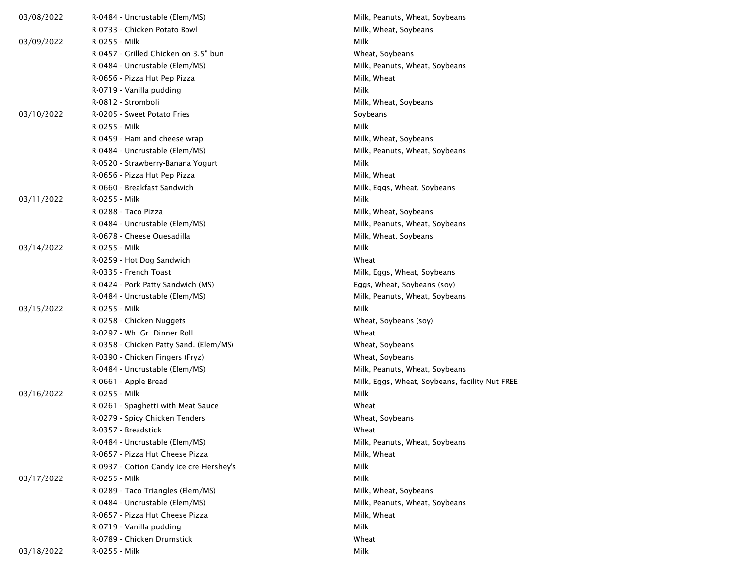| | | |
|---|---|---|
| 03/08/2022 | R-0484 - Uncrustable (Elem/MS) | Milk, Peanuts, Wheat, Soybeans |
| | R-0733 - Chicken Potato Bowl | Milk, Wheat, Soybeans |
| 03/09/2022 | R-0255 - Milk | Milk |
| | R-0457 - Grilled Chicken on 3.5" bun | Wheat, Soybeans |
| | R-0484 - Uncrustable (Elem/MS) | Milk, Peanuts, Wheat, Soybeans |
| | R-0656 - Pizza Hut Pep Pizza | Milk, Wheat |
| | R-0719 - Vanilla pudding | Milk |
| | R-0812 - Stromboli | Milk, Wheat, Soybeans |
| 03/10/2022 | R-0205 - Sweet Potato Fries | Soybeans |
| | R-0255 - Milk | Milk |
| | R-0459 - Ham and cheese wrap | Milk, Wheat, Soybeans |
| | R-0484 - Uncrustable (Elem/MS) | Milk, Peanuts, Wheat, Soybeans |
| | R-0520 - Strawberry-Banana Yogurt | Milk |
| | R-0656 - Pizza Hut Pep Pizza | Milk, Wheat |
| | R-0660 - Breakfast Sandwich | Milk, Eggs, Wheat, Soybeans |
| 03/11/2022 | R-0255 - Milk | Milk |
| | R-0288 - Taco Pizza | Milk, Wheat, Soybeans |
| | R-0484 - Uncrustable (Elem/MS) | Milk, Peanuts, Wheat, Soybeans |
| | R-0678 - Cheese Quesadilla | Milk, Wheat, Soybeans |
| 03/14/2022 | R-0255 - Milk | Milk |
| | R-0259 - Hot Dog Sandwich | Wheat |
| | R-0335 - French Toast | Milk, Eggs, Wheat, Soybeans |
| | R-0424 - Pork Patty Sandwich (MS) | Eggs, Wheat, Soybeans (soy) |
| | R-0484 - Uncrustable (Elem/MS) | Milk, Peanuts, Wheat, Soybeans |
| 03/15/2022 | R-0255 - Milk | Milk |
| | R-0258 - Chicken Nuggets | Wheat, Soybeans (soy) |
| | R-0297 - Wh. Gr. Dinner Roll | Wheat |
| | R-0358 - Chicken Patty Sand. (Elem/MS) | Wheat, Soybeans |
| | R-0390 - Chicken Fingers (Fryz) | Wheat, Soybeans |
| | R-0484 - Uncrustable (Elem/MS) | Milk, Peanuts, Wheat, Soybeans |
| | R-0661 - Apple Bread | Milk, Eggs, Wheat, Soybeans, facility Nut FREE |
| 03/16/2022 | R-0255 - Milk | Milk |
| | R-0261 - Spaghetti with Meat Sauce | Wheat |
| | R-0279 - Spicy Chicken Tenders | Wheat, Soybeans |
| | R-0357 - Breadstick | Wheat |
| | R-0484 - Uncrustable (Elem/MS) | Milk, Peanuts, Wheat, Soybeans |
| | R-0657 - Pizza Hut Cheese Pizza | Milk, Wheat |
| | R-0937 - Cotton Candy ice cre-Hershey's | Milk |
| 03/17/2022 | R-0255 - Milk | Milk |
| | R-0289 - Taco Triangles (Elem/MS) | Milk, Wheat, Soybeans |
| | R-0484 - Uncrustable (Elem/MS) | Milk, Peanuts, Wheat, Soybeans |
| | R-0657 - Pizza Hut Cheese Pizza | Milk, Wheat |
| | R-0719 - Vanilla pudding | Milk |
| | R-0789 - Chicken Drumstick | Wheat |
| 03/18/2022 | R-0255 - Milk | Milk |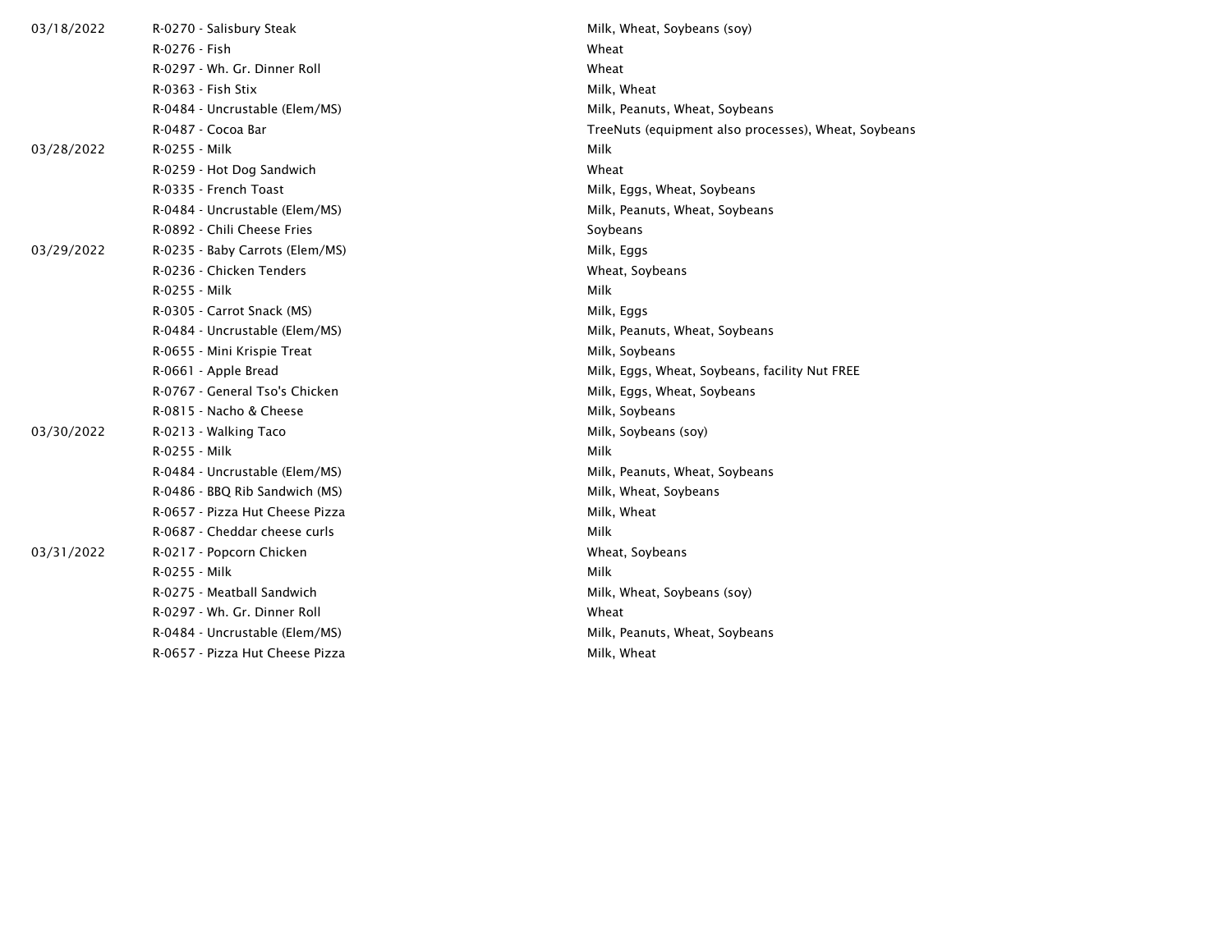| | | |
|---|---|---|
| 03/18/2022 | R-0270 - Salisbury Steak | Milk, Wheat, Soybeans (soy) |
| | R-0276 - Fish | Wheat |
| | R-0297 - Wh. Gr. Dinner Roll | Wheat |
| | R-0363 - Fish Stix | Milk, Wheat |
| | R-0484 - Uncrustable (Elem/MS) | Milk, Peanuts, Wheat, Soybeans |
| | R-0487 - Cocoa Bar | TreeNuts (equipment also processes), Wheat, Soybeans |
| 03/28/2022 | R-0255 - Milk | Milk |
| | R-0259 - Hot Dog Sandwich | Wheat |
| | R-0335 - French Toast | Milk, Eggs, Wheat, Soybeans |
| | R-0484 - Uncrustable (Elem/MS) | Milk, Peanuts, Wheat, Soybeans |
| | R-0892 - Chili Cheese Fries | Soybeans |
| 03/29/2022 | R-0235 - Baby Carrots (Elem/MS) | Milk, Eggs |
| | R-0236 - Chicken Tenders | Wheat, Soybeans |
| | R-0255 - Milk | Milk |
| | R-0305 - Carrot Snack (MS) | Milk, Eggs |
| | R-0484 - Uncrustable (Elem/MS) | Milk, Peanuts, Wheat, Soybeans |
| | R-0655 - Mini Krispie Treat | Milk, Soybeans |
| | R-0661 - Apple Bread | Milk, Eggs, Wheat, Soybeans, facility Nut FREE |
| | R-0767 - General Tso's Chicken | Milk, Eggs, Wheat, Soybeans |
| | R-0815 - Nacho & Cheese | Milk, Soybeans |
| 03/30/2022 | R-0213 - Walking Taco | Milk, Soybeans (soy) |
| | R-0255 - Milk | Milk |
| | R-0484 - Uncrustable (Elem/MS) | Milk, Peanuts, Wheat, Soybeans |
| | R-0486 - BBQ Rib Sandwich (MS) | Milk, Wheat, Soybeans |
| | R-0657 - Pizza Hut Cheese Pizza | Milk, Wheat |
| | R-0687 - Cheddar cheese curls | Milk |
| 03/31/2022 | R-0217 - Popcorn Chicken | Wheat, Soybeans |
| | R-0255 - Milk | Milk |
| | R-0275 - Meatball Sandwich | Milk, Wheat, Soybeans (soy) |
| | R-0297 - Wh. Gr. Dinner Roll | Wheat |
| | R-0484 - Uncrustable (Elem/MS) | Milk, Peanuts, Wheat, Soybeans |
| | R-0657 - Pizza Hut Cheese Pizza | Milk, Wheat |